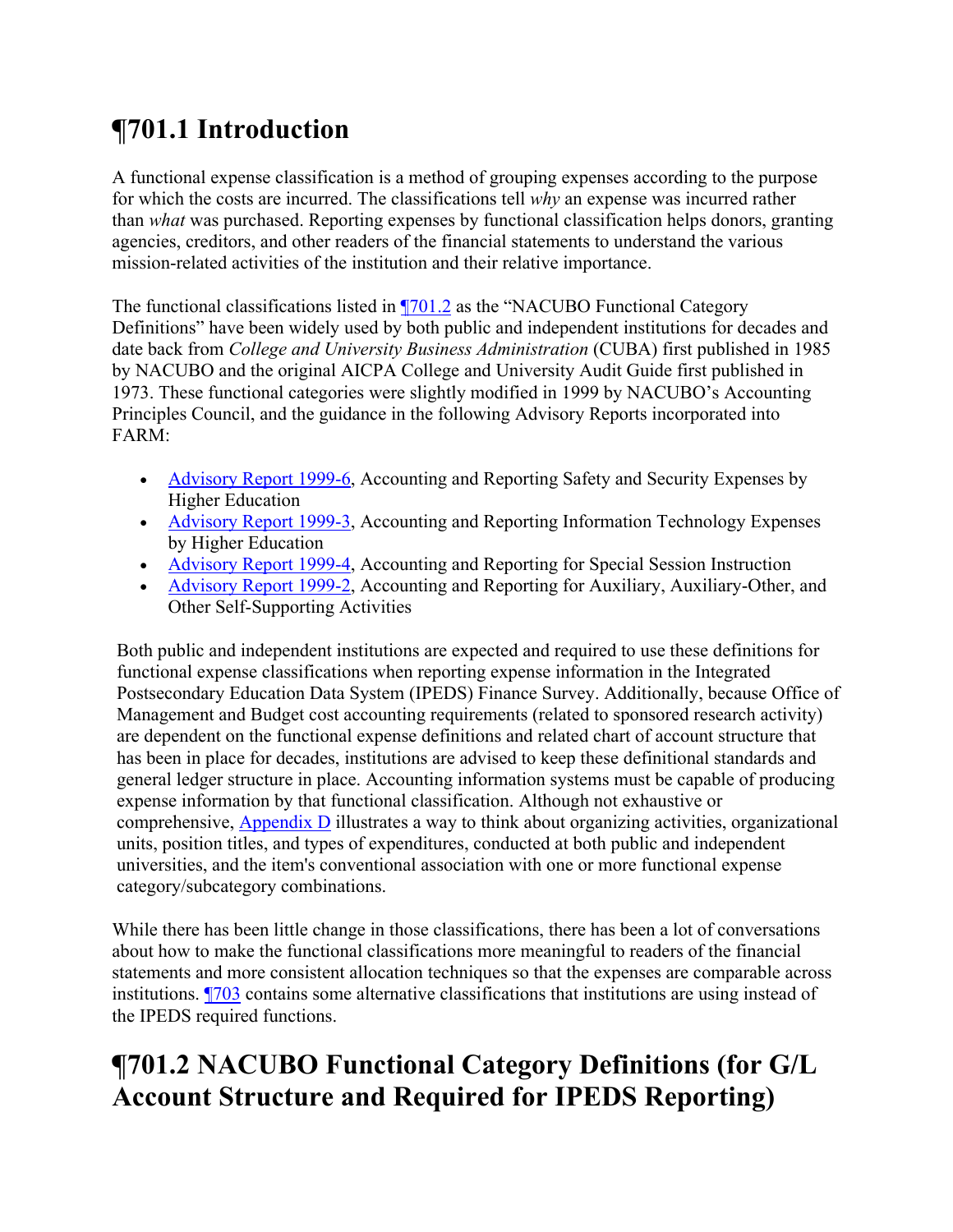# ¶701.1 Introduction

A functional expense classification is a method of grouping expenses according to the purpose for which the costs are incurred. The classifications tell *why* an expense was incurred rather than *what* was purchased. Reporting expenses by functional classification helps donors, granting agencies, creditors, and other readers of the financial statements to understand the various mission-related activities of the institution and their relative importance.

The functional classifications listed in ¶701.2 as the "NACUBO Functional Category Definitions" have been widely used by both public and independent institutions for decades and date back from *College and University Business Administration* (CUBA) first published in 1985 by NACUBO and the original AICPA College and University Audit Guide first published in 1973. These functional categories were slightly modified in 1999 by NACUBO's Accounting Principles Council, and the guidance in the following Advisory Reports incorporated into FARM:

- Advisory Report 1999-6, Accounting and Reporting Safety and Security Expenses by Higher Education
- Advisory Report 1999-3, Accounting and Reporting Information Technology Expenses by Higher Education
- Advisory Report 1999-4, Accounting and Reporting for Special Session Instruction
- Advisory Report 1999-2, Accounting and Reporting for Auxiliary, Auxiliary-Other, and Other Self-Supporting Activities

Both public and independent institutions are expected and required to use these definitions for functional expense classifications when reporting expense information in the Integrated Postsecondary Education Data System (IPEDS) Finance Survey. Additionally, because Office of Management and Budget cost accounting requirements (related to sponsored research activity) are dependent on the functional expense definitions and related chart of account structure that has been in place for decades, institutions are advised to keep these definitional standards and general ledger structure in place. Accounting information systems must be capable of producing expense information by that functional classification. Although not exhaustive or comprehensive, Appendix D illustrates a way to think about organizing activities, organizational units, position titles, and types of expenditures, conducted at both public and independent universities, and the item's conventional association with one or more functional expense category/subcategory combinations.

While there has been little change in those classifications, there has been a lot of conversations about how to make the functional classifications more meaningful to readers of the financial statements and more consistent allocation techniques so that the expenses are comparable across institutions. ¶703 contains some alternative classifications that institutions are using instead of the IPEDS required functions.

# ¶701.2 NACUBO Functional Category Definitions (for G/L Account Structure and Required for IPEDS Reporting)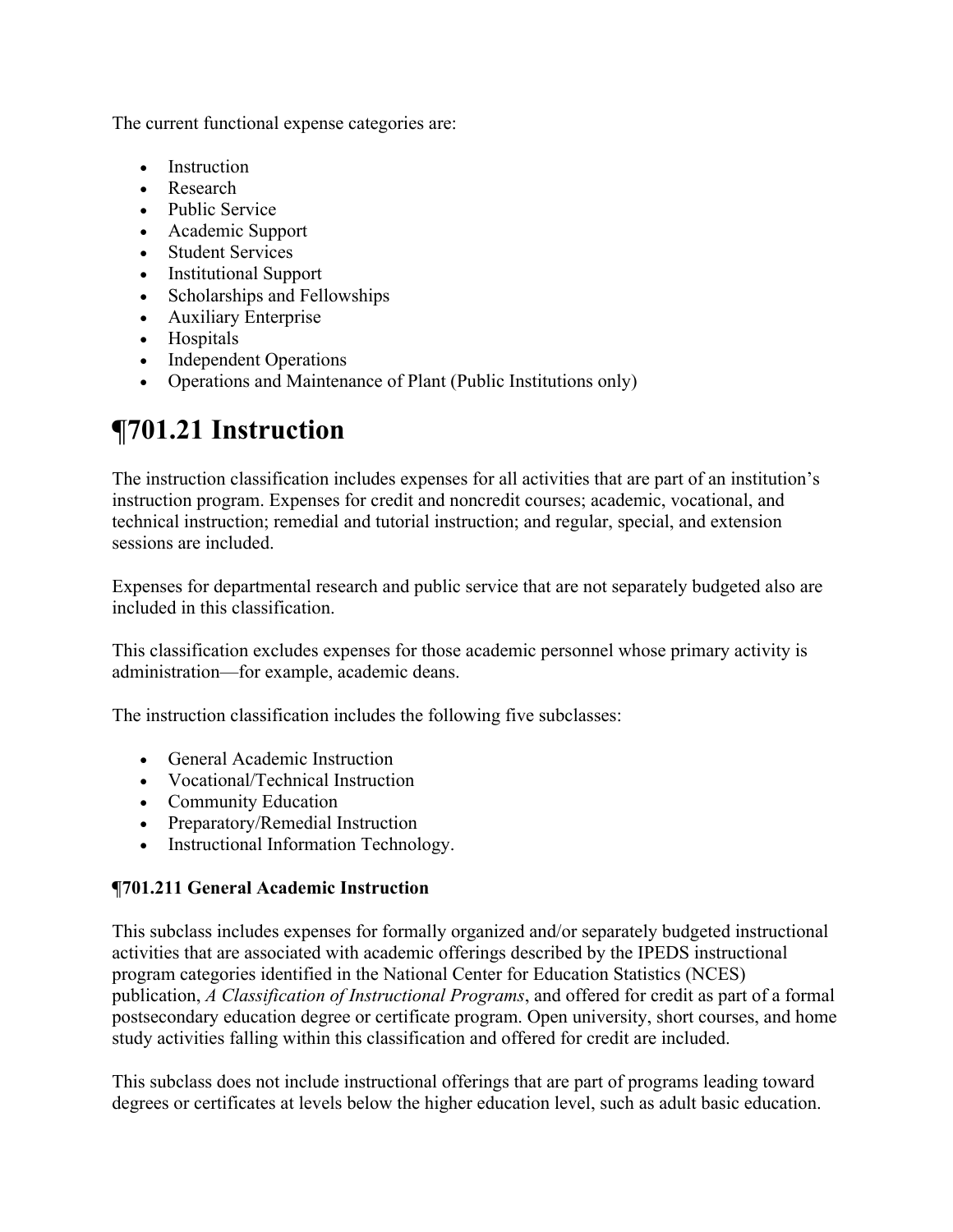The current functional expense categories are:

- Instruction
- Research
- Public Service
- Academic Support
- Student Services
- Institutional Support
- Scholarships and Fellowships
- Auxiliary Enterprise
- Hospitals
- Independent Operations
- Operations and Maintenance of Plant (Public Institutions only)

# ¶701.21 Instruction

The instruction classification includes expenses for all activities that are part of an institution's instruction program. Expenses for credit and noncredit courses; academic, vocational, and technical instruction; remedial and tutorial instruction; and regular, special, and extension sessions are included.

Expenses for departmental research and public service that are not separately budgeted also are included in this classification.

This classification excludes expenses for those academic personnel whose primary activity is administration—for example, academic deans.

The instruction classification includes the following five subclasses:

- General Academic Instruction
- Vocational/Technical Instruction
- Community Education
- Preparatory/Remedial Instruction
- Instructional Information Technology.

### ¶701.211 General Academic Instruction

This subclass includes expenses for formally organized and/or separately budgeted instructional activities that are associated with academic offerings described by the IPEDS instructional program categories identified in the National Center for Education Statistics (NCES) publication, *A Classification of Instructional Programs*, and offered for credit as part of a formal postsecondary education degree or certificate program. Open university, short courses, and home study activities falling within this classification and offered for credit are included.

This subclass does not include instructional offerings that are part of programs leading toward degrees or certificates at levels below the higher education level, such as adult basic education.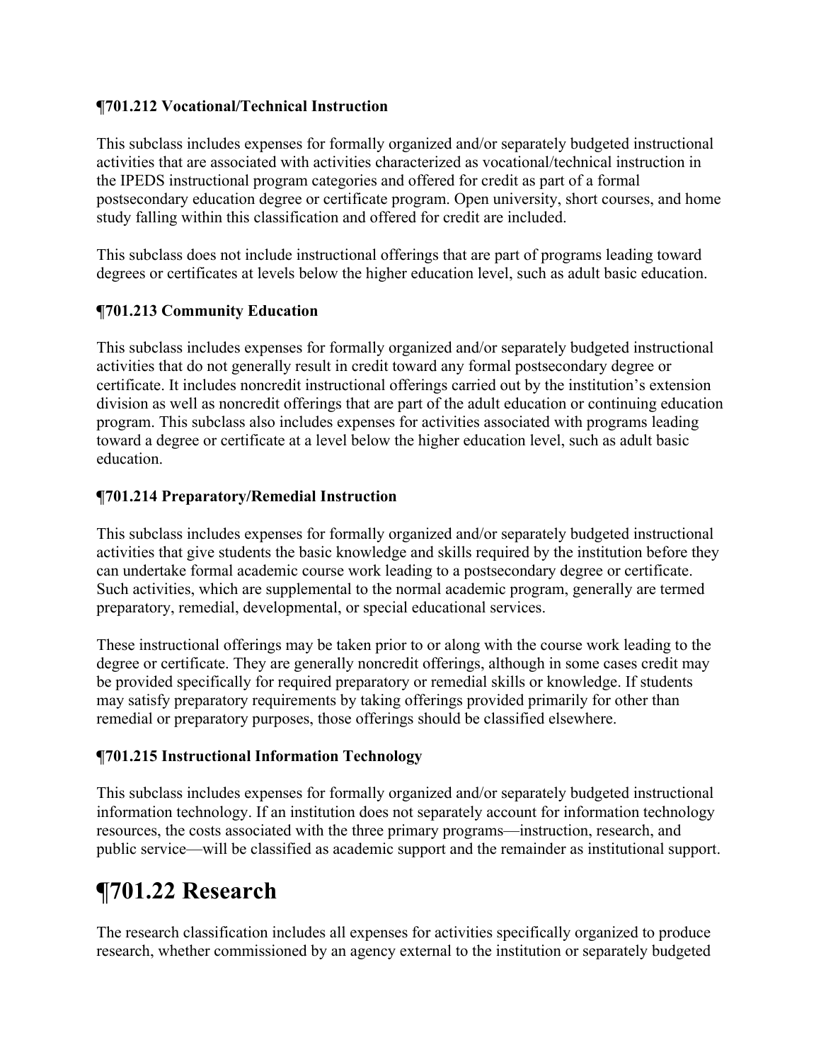### ¶701.212 Vocational/Technical Instruction

This subclass includes expenses for formally organized and/or separately budgeted instructional activities that are associated with activities characterized as vocational/technical instruction in the IPEDS instructional program categories and offered for credit as part of a formal postsecondary education degree or certificate program. Open university, short courses, and home study falling within this classification and offered for credit are included.

This subclass does not include instructional offerings that are part of programs leading toward degrees or certificates at levels below the higher education level, such as adult basic education.

### ¶701.213 Community Education

This subclass includes expenses for formally organized and/or separately budgeted instructional activities that do not generally result in credit toward any formal postsecondary degree or certificate. It includes noncredit instructional offerings carried out by the institution's extension division as well as noncredit offerings that are part of the adult education or continuing education program. This subclass also includes expenses for activities associated with programs leading toward a degree or certificate at a level below the higher education level, such as adult basic education.

### ¶701.214 Preparatory/Remedial Instruction

This subclass includes expenses for formally organized and/or separately budgeted instructional activities that give students the basic knowledge and skills required by the institution before they can undertake formal academic course work leading to a postsecondary degree or certificate. Such activities, which are supplemental to the normal academic program, generally are termed preparatory, remedial, developmental, or special educational services.

These instructional offerings may be taken prior to or along with the course work leading to the degree or certificate. They are generally noncredit offerings, although in some cases credit may be provided specifically for required preparatory or remedial skills or knowledge. If students may satisfy preparatory requirements by taking offerings provided primarily for other than remedial or preparatory purposes, those offerings should be classified elsewhere.

### ¶701.215 Instructional Information Technology

This subclass includes expenses for formally organized and/or separately budgeted instructional information technology. If an institution does not separately account for information technology resources, the costs associated with the three primary programs—instruction, research, and public service—will be classified as academic support and the remainder as institutional support.

## ¶701.22 Research

The research classification includes all expenses for activities specifically organized to produce research, whether commissioned by an agency external to the institution or separately budgeted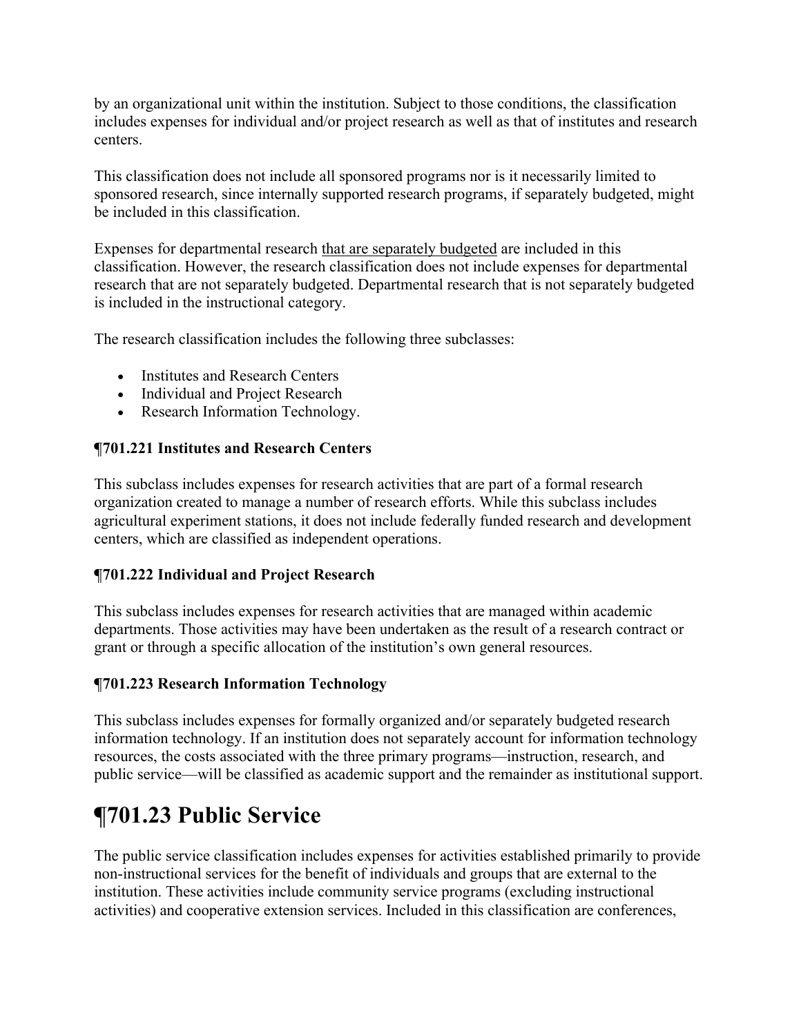by an organizational unit within the institution. Subject to those conditions, the classification includes expenses for individual and/or project research as well as that of institutes and research centers.

This classification does not include all sponsored programs nor is it necessarily limited to sponsored research, since internally supported research programs, if separately budgeted, might be included in this classification.

Expenses for departmental research <u>that are separately budgeted</u> are included in this classification. However, the research classification does not include expenses for departmental research that are not separately budgeted. Departmental research that is not separately budgeted is included in the instructional category.

The research classification includes the following three subclasses:

- Institutes and Research Centers
- Individual and Project Research
- Research Information Technology.

### ¶701.221 Institutes and Research Centers

This subclass includes expenses for research activities that are part of a formal research organization created to manage a number of research efforts. While this subclass includes agricultural experiment stations, it does not include federally funded research and development centers, which are classified as independent operations.

### ¶701.222 Individual and Project Research

This subclass includes expenses for research activities that are managed within academic departments. Those activities may have been undertaken as the result of a research contract or grant or through a specific allocation of the institution's own general resources.

### ¶701.223 Research Information Technology

This subclass includes expenses for formally organized and/or separately budgeted research information technology. If an institution does not separately account for information technology resources, the costs associated with the three primary programs—instruction, research, and public service—will be classified as academic support and the remainder as institutional support.

# ¶701.23 Public Service

The public service classification includes expenses for activities established primarily to provide non-instructional services for the benefit of individuals and groups that are external to the institution. These activities include community service programs (excluding instructional activities) and cooperative extension services. Included in this classification are conferences,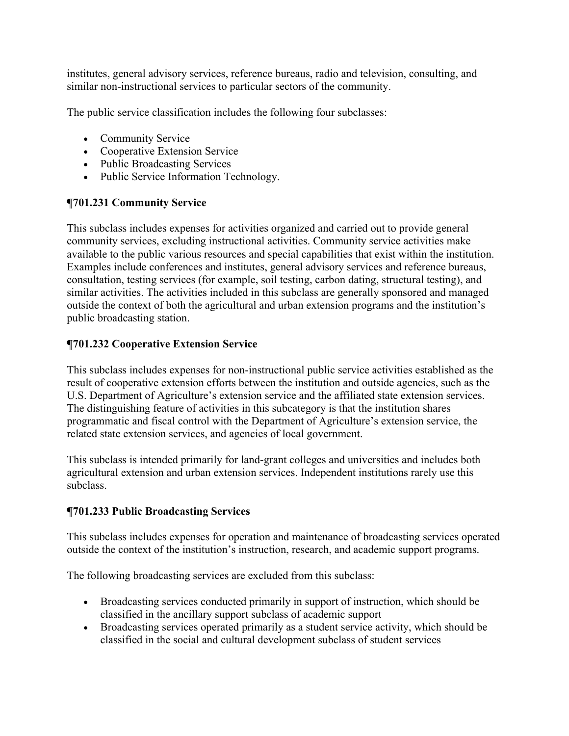institutes, general advisory services, reference bureaus, radio and television, consulting, and similar non-instructional services to particular sectors of the community.

The public service classification includes the following four subclasses:

- Community Service
- Cooperative Extension Service
- Public Broadcasting Services
- Public Service Information Technology.

### ¶701.231 Community Service

This subclass includes expenses for activities organized and carried out to provide general community services, excluding instructional activities. Community service activities make available to the public various resources and special capabilities that exist within the institution. Examples include conferences and institutes, general advisory services and reference bureaus, consultation, testing services (for example, soil testing, carbon dating, structural testing), and similar activities. The activities included in this subclass are generally sponsored and managed outside the context of both the agricultural and urban extension programs and the institution's public broadcasting station.

### ¶701.232 Cooperative Extension Service

This subclass includes expenses for non-instructional public service activities established as the result of cooperative extension efforts between the institution and outside agencies, such as the U.S. Department of Agriculture's extension service and the affiliated state extension services. The distinguishing feature of activities in this subcategory is that the institution shares programmatic and fiscal control with the Department of Agriculture's extension service, the related state extension services, and agencies of local government.

This subclass is intended primarily for land-grant colleges and universities and includes both agricultural extension and urban extension services. Independent institutions rarely use this subclass.

### ¶701.233 Public Broadcasting Services

This subclass includes expenses for operation and maintenance of broadcasting services operated outside the context of the institution's instruction, research, and academic support programs.

The following broadcasting services are excluded from this subclass:

- Broadcasting services conducted primarily in support of instruction, which should be classified in the ancillary support subclass of academic support
- Broadcasting services operated primarily as a student service activity, which should be classified in the social and cultural development subclass of student services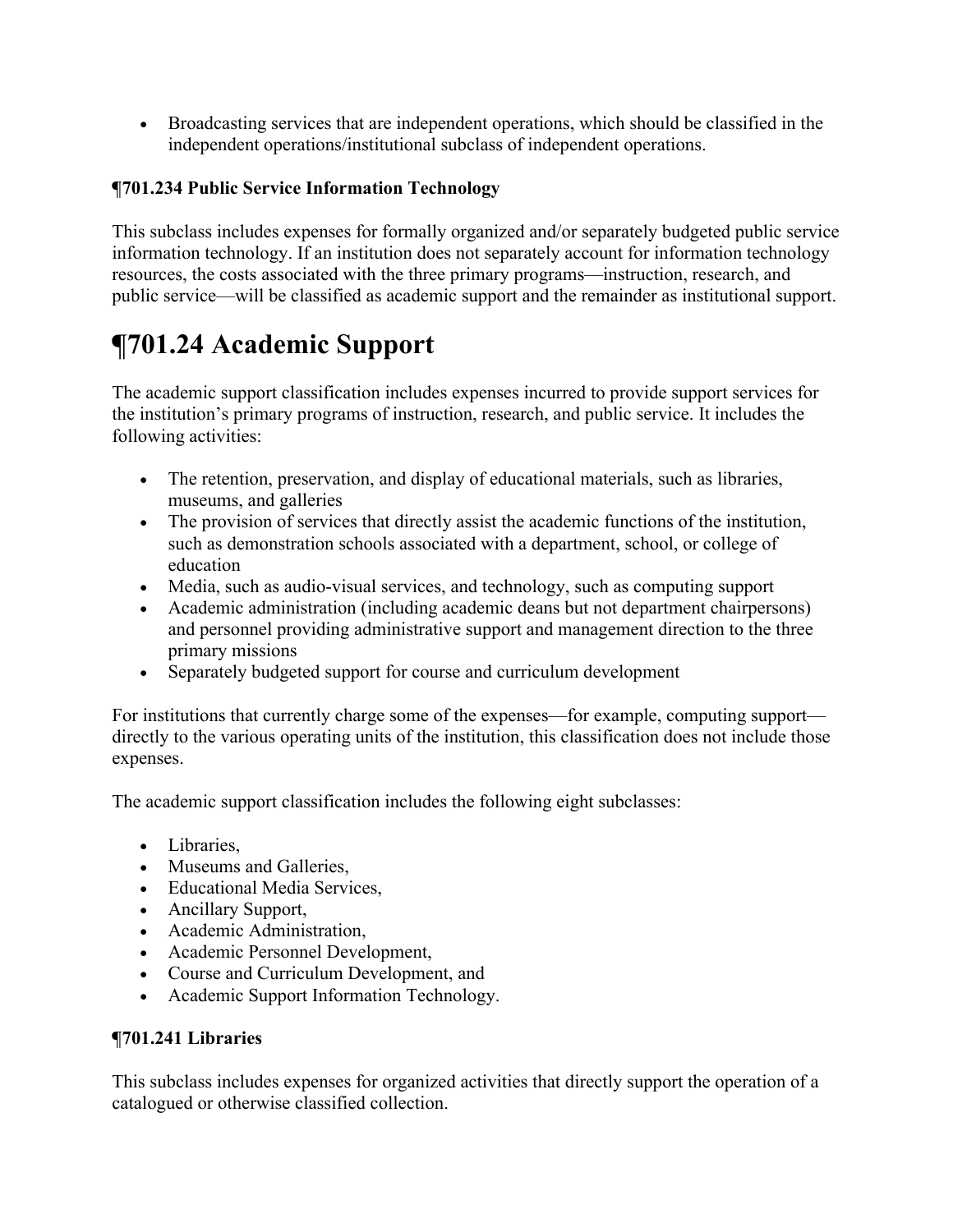- Broadcasting services that are independent operations, which should be classified in the independent operations/institutional subclass of independent operations.

**¶701.234 Public Service Information Technology**

This subclass includes expenses for formally organized and/or separately budgeted public service information technology. If an institution does not separately account for information technology resources, the costs associated with the three primary programs—instruction, research, and public service—will be classified as academic support and the remainder as institutional support.

# ¶701.24 Academic Support

The academic support classification includes expenses incurred to provide support services for the institution's primary programs of instruction, research, and public service. It includes the following activities:

- The retention, preservation, and display of educational materials, such as libraries, museums, and galleries
- The provision of services that directly assist the academic functions of the institution, such as demonstration schools associated with a department, school, or college of education
- Media, such as audio-visual services, and technology, such as computing support
- Academic administration (including academic deans but not department chairpersons) and personnel providing administrative support and management direction to the three primary missions
- Separately budgeted support for course and curriculum development

For institutions that currently charge some of the expenses—for example, computing support—directly to the various operating units of the institution, this classification does not include those expenses.

The academic support classification includes the following eight subclasses:

- Libraries,
- Museums and Galleries,
- Educational Media Services,
- Ancillary Support,
- Academic Administration,
- Academic Personnel Development,
- Course and Curriculum Development, and
- Academic Support Information Technology.

**¶701.241 Libraries**

This subclass includes expenses for organized activities that directly support the operation of a catalogued or otherwise classified collection.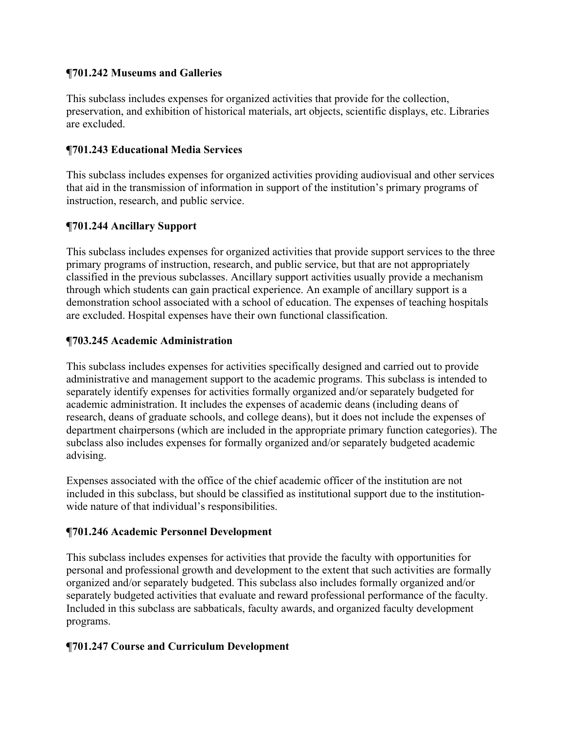### ¶701.242 Museums and Galleries

This subclass includes expenses for organized activities that provide for the collection, preservation, and exhibition of historical materials, art objects, scientific displays, etc. Libraries are excluded.

### ¶701.243 Educational Media Services

This subclass includes expenses for organized activities providing audiovisual and other services that aid in the transmission of information in support of the institution's primary programs of instruction, research, and public service.

### ¶701.244 Ancillary Support

This subclass includes expenses for organized activities that provide support services to the three primary programs of instruction, research, and public service, but that are not appropriately classified in the previous subclasses. Ancillary support activities usually provide a mechanism through which students can gain practical experience. An example of ancillary support is a demonstration school associated with a school of education. The expenses of teaching hospitals are excluded. Hospital expenses have their own functional classification.

### ¶703.245 Academic Administration

This subclass includes expenses for activities specifically designed and carried out to provide administrative and management support to the academic programs. This subclass is intended to separately identify expenses for activities formally organized and/or separately budgeted for academic administration. It includes the expenses of academic deans (including deans of research, deans of graduate schools, and college deans), but it does not include the expenses of department chairpersons (which are included in the appropriate primary function categories). The subclass also includes expenses for formally organized and/or separately budgeted academic advising.

Expenses associated with the office of the chief academic officer of the institution are not included in this subclass, but should be classified as institutional support due to the institution-wide nature of that individual's responsibilities.

### ¶701.246 Academic Personnel Development

This subclass includes expenses for activities that provide the faculty with opportunities for personal and professional growth and development to the extent that such activities are formally organized and/or separately budgeted. This subclass also includes formally organized and/or separately budgeted activities that evaluate and reward professional performance of the faculty. Included in this subclass are sabbaticals, faculty awards, and organized faculty development programs.

### ¶701.247 Course and Curriculum Development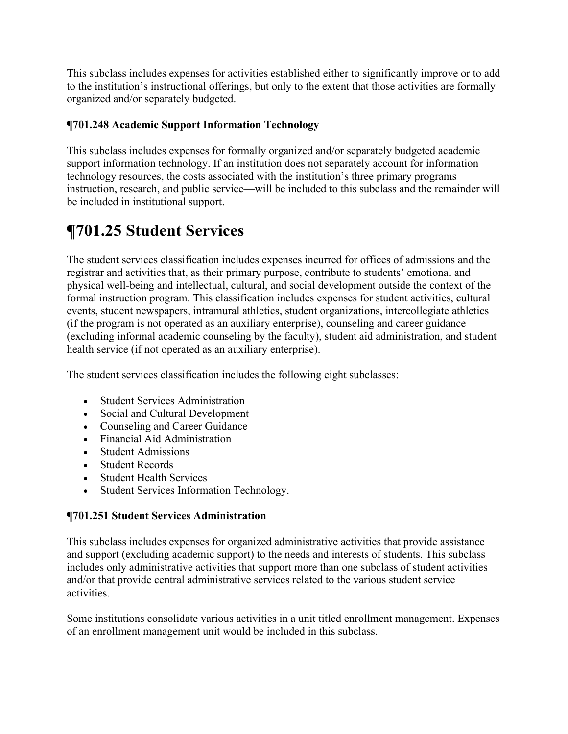This subclass includes expenses for activities established either to significantly improve or to add to the institution's instructional offerings, but only to the extent that those activities are formally organized and/or separately budgeted.

### ¶701.248 Academic Support Information Technology

This subclass includes expenses for formally organized and/or separately budgeted academic support information technology. If an institution does not separately account for information technology resources, the costs associated with the institution's three primary programs—instruction, research, and public service—will be included to this subclass and the remainder will be included in institutional support.

## ¶701.25 Student Services

The student services classification includes expenses incurred for offices of admissions and the registrar and activities that, as their primary purpose, contribute to students' emotional and physical well-being and intellectual, cultural, and social development outside the context of the formal instruction program. This classification includes expenses for student activities, cultural events, student newspapers, intramural athletics, student organizations, intercollegiate athletics (if the program is not operated as an auxiliary enterprise), counseling and career guidance (excluding informal academic counseling by the faculty), student aid administration, and student health service (if not operated as an auxiliary enterprise).

The student services classification includes the following eight subclasses:

- Student Services Administration
- Social and Cultural Development
- Counseling and Career Guidance
- Financial Aid Administration
- Student Admissions
- Student Records
- Student Health Services
- Student Services Information Technology.

### ¶701.251 Student Services Administration

This subclass includes expenses for organized administrative activities that provide assistance and support (excluding academic support) to the needs and interests of students. This subclass includes only administrative activities that support more than one subclass of student activities and/or that provide central administrative services related to the various student service activities.

Some institutions consolidate various activities in a unit titled enrollment management. Expenses of an enrollment management unit would be included in this subclass.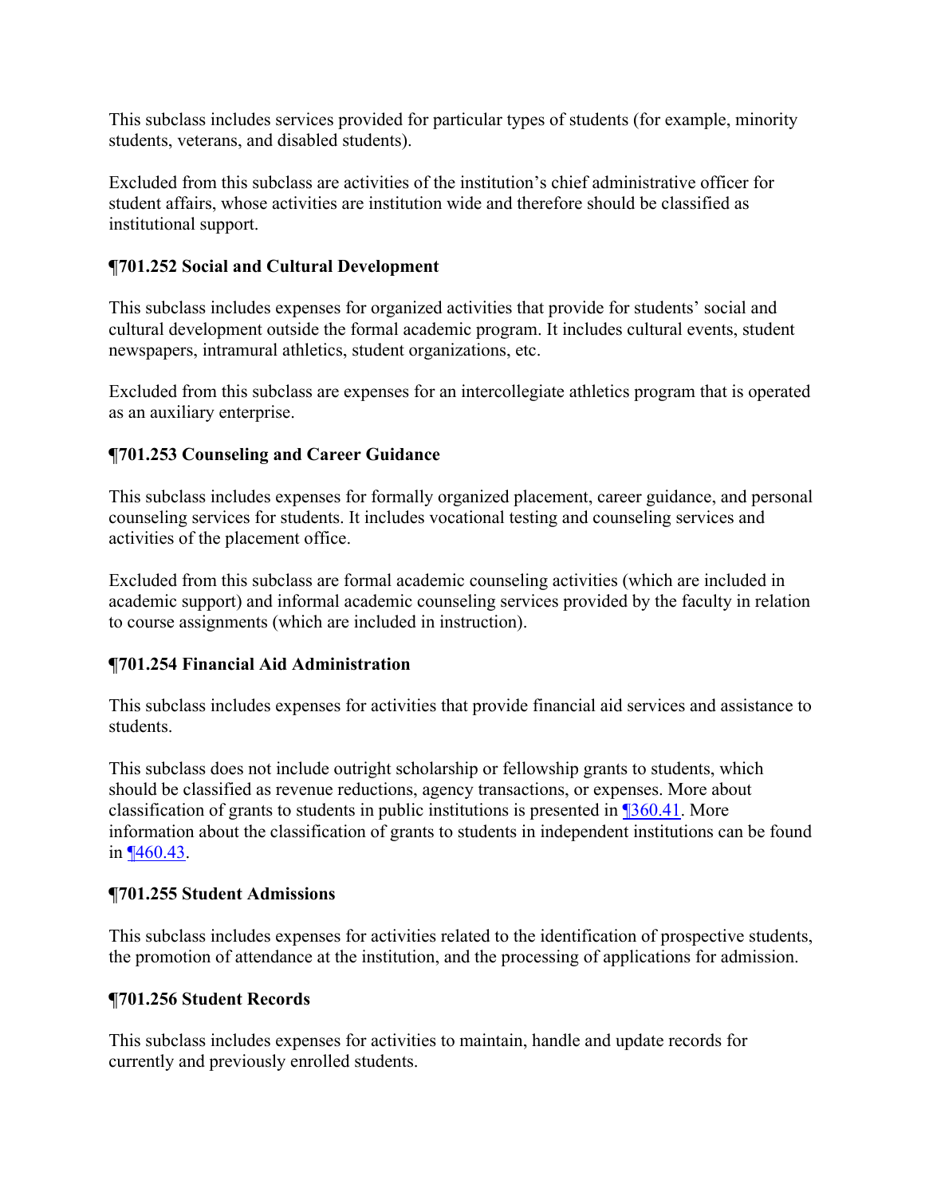This subclass includes services provided for particular types of students (for example, minority students, veterans, and disabled students).

Excluded from this subclass are activities of the institution's chief administrative officer for student affairs, whose activities are institution wide and therefore should be classified as institutional support.

### ¶701.252 Social and Cultural Development

This subclass includes expenses for organized activities that provide for students' social and cultural development outside the formal academic program. It includes cultural events, student newspapers, intramural athletics, student organizations, etc.

Excluded from this subclass are expenses for an intercollegiate athletics program that is operated as an auxiliary enterprise.

### ¶701.253 Counseling and Career Guidance

This subclass includes expenses for formally organized placement, career guidance, and personal counseling services for students. It includes vocational testing and counseling services and activities of the placement office.

Excluded from this subclass are formal academic counseling activities (which are included in academic support) and informal academic counseling services provided by the faculty in relation to course assignments (which are included in instruction).

### ¶701.254 Financial Aid Administration

This subclass includes expenses for activities that provide financial aid services and assistance to students.

This subclass does not include outright scholarship or fellowship grants to students, which should be classified as revenue reductions, agency transactions, or expenses. More about classification of grants to students in public institutions is presented in ¶360.41. More information about the classification of grants to students in independent institutions can be found in ¶460.43.

### ¶701.255 Student Admissions

This subclass includes expenses for activities related to the identification of prospective students, the promotion of attendance at the institution, and the processing of applications for admission.

### ¶701.256 Student Records

This subclass includes expenses for activities to maintain, handle and update records for currently and previously enrolled students.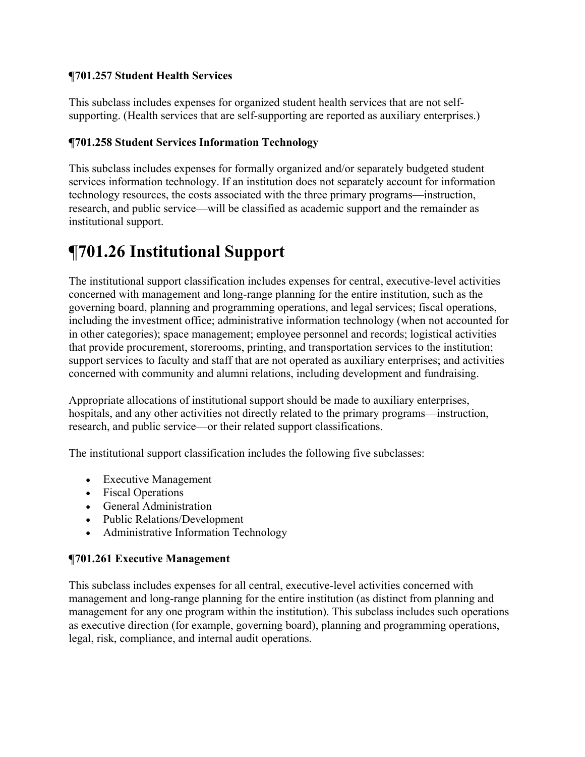### ¶701.257 Student Health Services

This subclass includes expenses for organized student health services that are not self-supporting. (Health services that are self-supporting are reported as auxiliary enterprises.)

### ¶701.258 Student Services Information Technology

This subclass includes expenses for formally organized and/or separately budgeted student services information technology. If an institution does not separately account for information technology resources, the costs associated with the three primary programs—instruction, research, and public service—will be classified as academic support and the remainder as institutional support.

## ¶701.26 Institutional Support

The institutional support classification includes expenses for central, executive-level activities concerned with management and long-range planning for the entire institution, such as the governing board, planning and programming operations, and legal services; fiscal operations, including the investment office; administrative information technology (when not accounted for in other categories); space management; employee personnel and records; logistical activities that provide procurement, storerooms, printing, and transportation services to the institution; support services to faculty and staff that are not operated as auxiliary enterprises; and activities concerned with community and alumni relations, including development and fundraising.

Appropriate allocations of institutional support should be made to auxiliary enterprises, hospitals, and any other activities not directly related to the primary programs—instruction, research, and public service—or their related support classifications.

The institutional support classification includes the following five subclasses:

- Executive Management
- Fiscal Operations
- General Administration
- Public Relations/Development
- Administrative Information Technology

### ¶701.261 Executive Management

This subclass includes expenses for all central, executive-level activities concerned with management and long-range planning for the entire institution (as distinct from planning and management for any one program within the institution). This subclass includes such operations as executive direction (for example, governing board), planning and programming operations, legal, risk, compliance, and internal audit operations.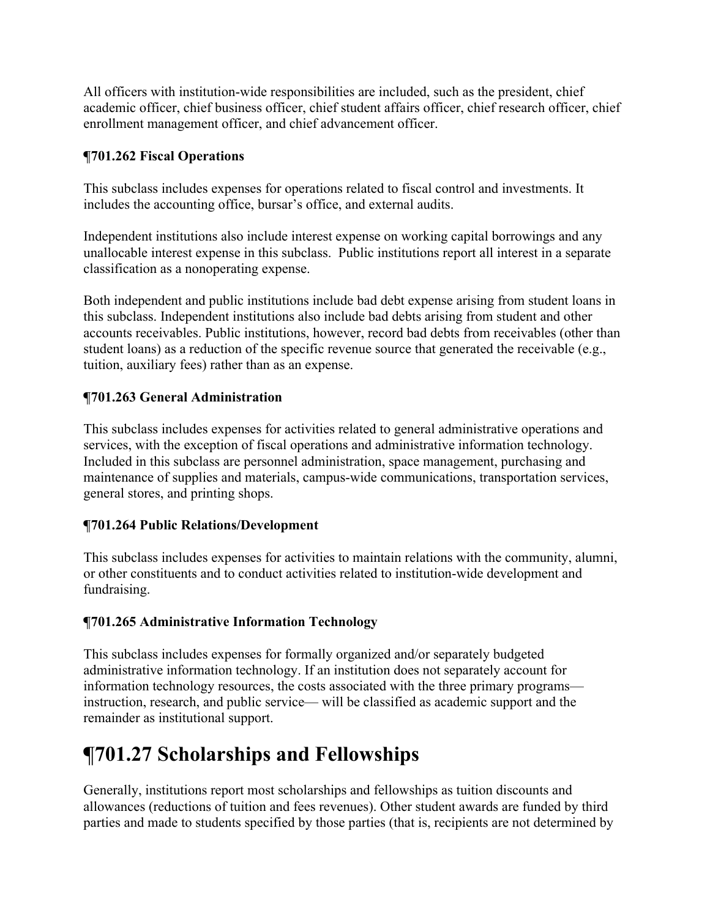All officers with institution-wide responsibilities are included, such as the president, chief academic officer, chief business officer, chief student affairs officer, chief research officer, chief enrollment management officer, and chief advancement officer.

#### ¶701.262 Fiscal Operations

This subclass includes expenses for operations related to fiscal control and investments. It includes the accounting office, bursar's office, and external audits.

Independent institutions also include interest expense on working capital borrowings and any unallocable interest expense in this subclass. Public institutions report all interest in a separate classification as a nonoperating expense.

Both independent and public institutions include bad debt expense arising from student loans in this subclass. Independent institutions also include bad debts arising from student and other accounts receivables. Public institutions, however, record bad debts from receivables (other than student loans) as a reduction of the specific revenue source that generated the receivable (e.g., tuition, auxiliary fees) rather than as an expense.

#### ¶701.263 General Administration

This subclass includes expenses for activities related to general administrative operations and services, with the exception of fiscal operations and administrative information technology. Included in this subclass are personnel administration, space management, purchasing and maintenance of supplies and materials, campus-wide communications, transportation services, general stores, and printing shops.

#### ¶701.264 Public Relations/Development

This subclass includes expenses for activities to maintain relations with the community, alumni, or other constituents and to conduct activities related to institution-wide development and fundraising.

#### ¶701.265 Administrative Information Technology

This subclass includes expenses for formally organized and/or separately budgeted administrative information technology. If an institution does not separately account for information technology resources, the costs associated with the three primary programs—instruction, research, and public service— will be classified as academic support and the remainder as institutional support.

## ¶701.27 Scholarships and Fellowships

Generally, institutions report most scholarships and fellowships as tuition discounts and allowances (reductions of tuition and fees revenues). Other student awards are funded by third parties and made to students specified by those parties (that is, recipients are not determined by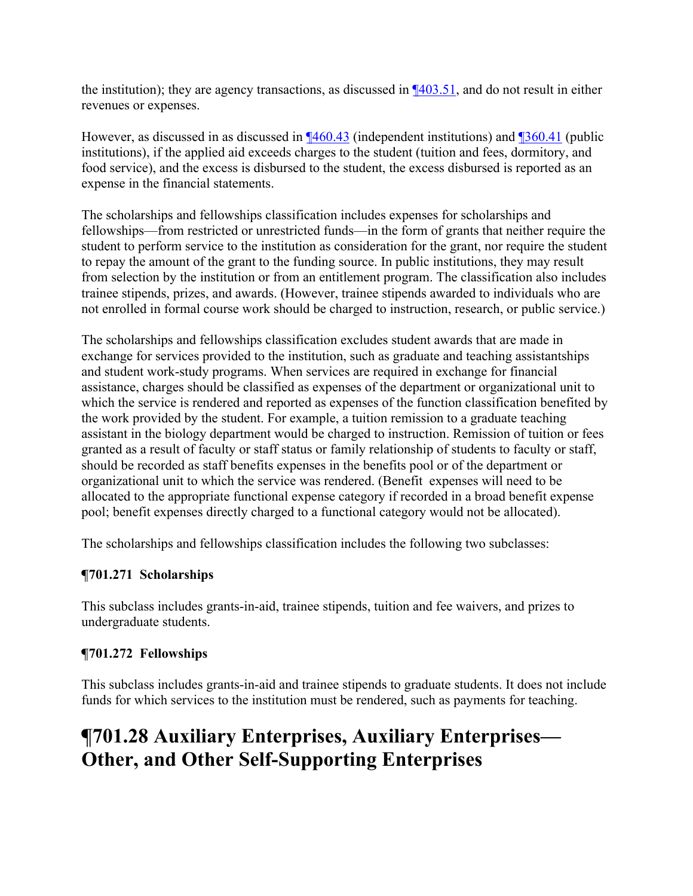the institution); they are agency transactions, as discussed in ¶403.51, and do not result in either revenues or expenses.

However, as discussed in as discussed in ¶460.43 (independent institutions) and ¶360.41 (public institutions), if the applied aid exceeds charges to the student (tuition and fees, dormitory, and food service), and the excess is disbursed to the student, the excess disbursed is reported as an expense in the financial statements.

The scholarships and fellowships classification includes expenses for scholarships and fellowships—from restricted or unrestricted funds—in the form of grants that neither require the student to perform service to the institution as consideration for the grant, nor require the student to repay the amount of the grant to the funding source. In public institutions, they may result from selection by the institution or from an entitlement program. The classification also includes trainee stipends, prizes, and awards. (However, trainee stipends awarded to individuals who are not enrolled in formal course work should be charged to instruction, research, or public service.)

The scholarships and fellowships classification excludes student awards that are made in exchange for services provided to the institution, such as graduate and teaching assistantships and student work-study programs. When services are required in exchange for financial assistance, charges should be classified as expenses of the department or organizational unit to which the service is rendered and reported as expenses of the function classification benefited by the work provided by the student. For example, a tuition remission to a graduate teaching assistant in the biology department would be charged to instruction. Remission of tuition or fees granted as a result of faculty or staff status or family relationship of students to faculty or staff, should be recorded as staff benefits expenses in the benefits pool or of the department or organizational unit to which the service was rendered. (Benefit expenses will need to be allocated to the appropriate functional expense category if recorded in a broad benefit expense pool; benefit expenses directly charged to a functional category would not be allocated).

The scholarships and fellowships classification includes the following two subclasses:

### ¶701.271 Scholarships

This subclass includes grants-in-aid, trainee stipends, tuition and fee waivers, and prizes to undergraduate students.

### ¶701.272 Fellowships

This subclass includes grants-in-aid and trainee stipends to graduate students. It does not include funds for which services to the institution must be rendered, such as payments for teaching.

## ¶701.28 Auxiliary Enterprises, Auxiliary Enterprises—Other, and Other Self-Supporting Enterprises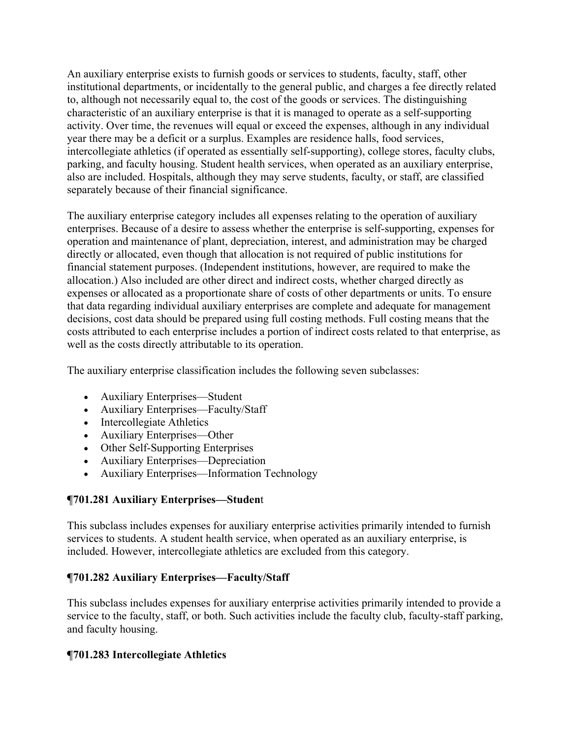An auxiliary enterprise exists to furnish goods or services to students, faculty, staff, other institutional departments, or incidentally to the general public, and charges a fee directly related to, although not necessarily equal to, the cost of the goods or services. The distinguishing characteristic of an auxiliary enterprise is that it is managed to operate as a self-supporting activity. Over time, the revenues will equal or exceed the expenses, although in any individual year there may be a deficit or a surplus. Examples are residence halls, food services, intercollegiate athletics (if operated as essentially self-supporting), college stores, faculty clubs, parking, and faculty housing. Student health services, when operated as an auxiliary enterprise, also are included. Hospitals, although they may serve students, faculty, or staff, are classified separately because of their financial significance.

The auxiliary enterprise category includes all expenses relating to the operation of auxiliary enterprises. Because of a desire to assess whether the enterprise is self-supporting, expenses for operation and maintenance of plant, depreciation, interest, and administration may be charged directly or allocated, even though that allocation is not required of public institutions for financial statement purposes. (Independent institutions, however, are required to make the allocation.) Also included are other direct and indirect costs, whether charged directly as expenses or allocated as a proportionate share of costs of other departments or units. To ensure that data regarding individual auxiliary enterprises are complete and adequate for management decisions, cost data should be prepared using full costing methods. Full costing means that the costs attributed to each enterprise includes a portion of indirect costs related to that enterprise, as well as the costs directly attributable to its operation.

The auxiliary enterprise classification includes the following seven subclasses:

- Auxiliary Enterprises—Student
- Auxiliary Enterprises—Faculty/Staff
- Intercollegiate Athletics
- Auxiliary Enterprises—Other
- Other Self-Supporting Enterprises
- Auxiliary Enterprises—Depreciation
- Auxiliary Enterprises—Information Technology

### ¶701.281 Auxiliary Enterprises—Student

This subclass includes expenses for auxiliary enterprise activities primarily intended to furnish services to students. A student health service, when operated as an auxiliary enterprise, is included. However, intercollegiate athletics are excluded from this category.

### ¶701.282 Auxiliary Enterprises—Faculty/Staff

This subclass includes expenses for auxiliary enterprise activities primarily intended to provide a service to the faculty, staff, or both. Such activities include the faculty club, faculty-staff parking, and faculty housing.

### ¶701.283 Intercollegiate Athletics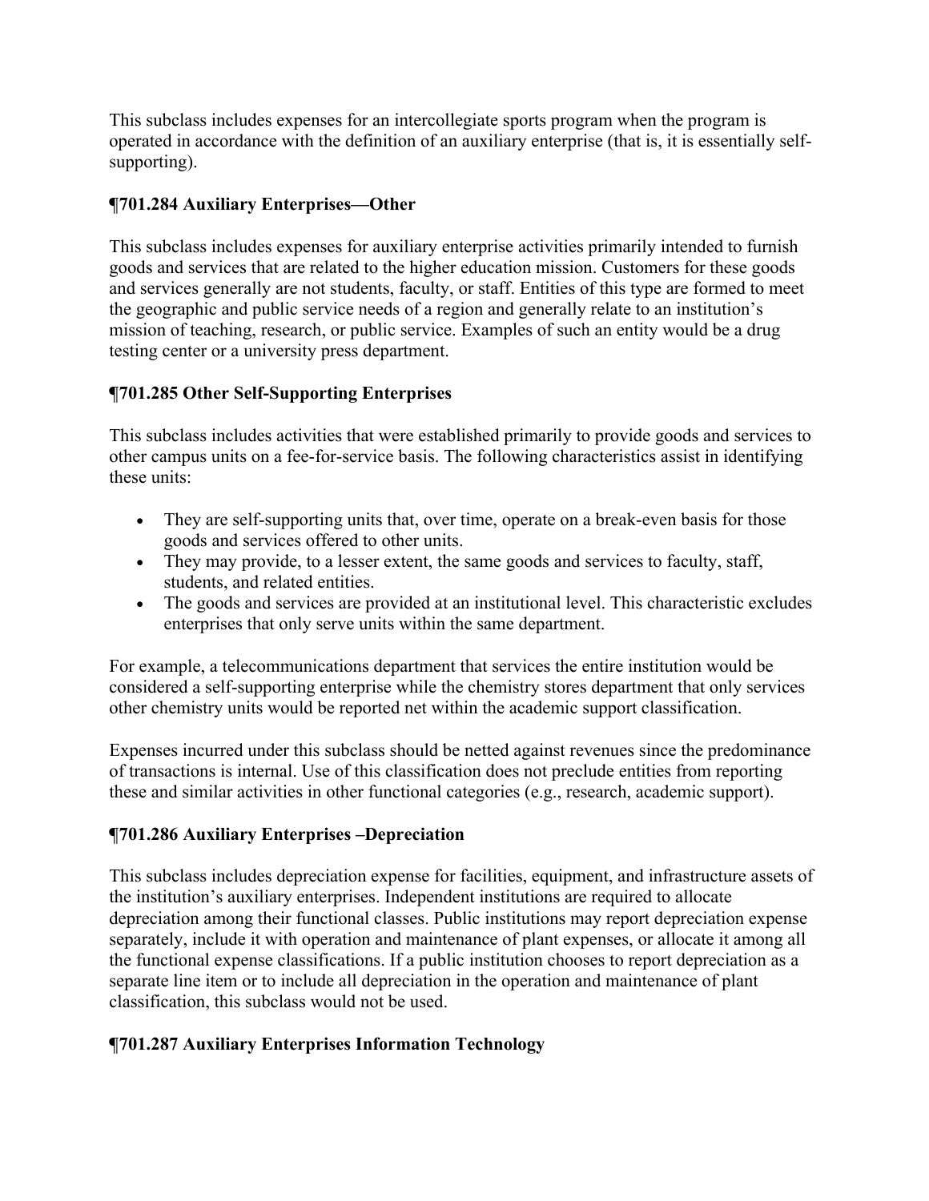This subclass includes expenses for an intercollegiate sports program when the program is operated in accordance with the definition of an auxiliary enterprise (that is, it is essentially self-supporting).

### ¶701.284 Auxiliary Enterprises—Other

This subclass includes expenses for auxiliary enterprise activities primarily intended to furnish goods and services that are related to the higher education mission. Customers for these goods and services generally are not students, faculty, or staff. Entities of this type are formed to meet the geographic and public service needs of a region and generally relate to an institution's mission of teaching, research, or public service. Examples of such an entity would be a drug testing center or a university press department.

### ¶701.285 Other Self-Supporting Enterprises

This subclass includes activities that were established primarily to provide goods and services to other campus units on a fee-for-service basis. The following characteristics assist in identifying these units:

- They are self-supporting units that, over time, operate on a break-even basis for those goods and services offered to other units.
- They may provide, to a lesser extent, the same goods and services to faculty, staff, students, and related entities.
- The goods and services are provided at an institutional level. This characteristic excludes enterprises that only serve units within the same department.

For example, a telecommunications department that services the entire institution would be considered a self-supporting enterprise while the chemistry stores department that only services other chemistry units would be reported net within the academic support classification.

Expenses incurred under this subclass should be netted against revenues since the predominance of transactions is internal. Use of this classification does not preclude entities from reporting these and similar activities in other functional categories (e.g., research, academic support).

### ¶701.286 Auxiliary Enterprises –Depreciation

This subclass includes depreciation expense for facilities, equipment, and infrastructure assets of the institution's auxiliary enterprises. Independent institutions are required to allocate depreciation among their functional classes. Public institutions may report depreciation expense separately, include it with operation and maintenance of plant expenses, or allocate it among all the functional expense classifications. If a public institution chooses to report depreciation as a separate line item or to include all depreciation in the operation and maintenance of plant classification, this subclass would not be used.

### ¶701.287 Auxiliary Enterprises Information Technology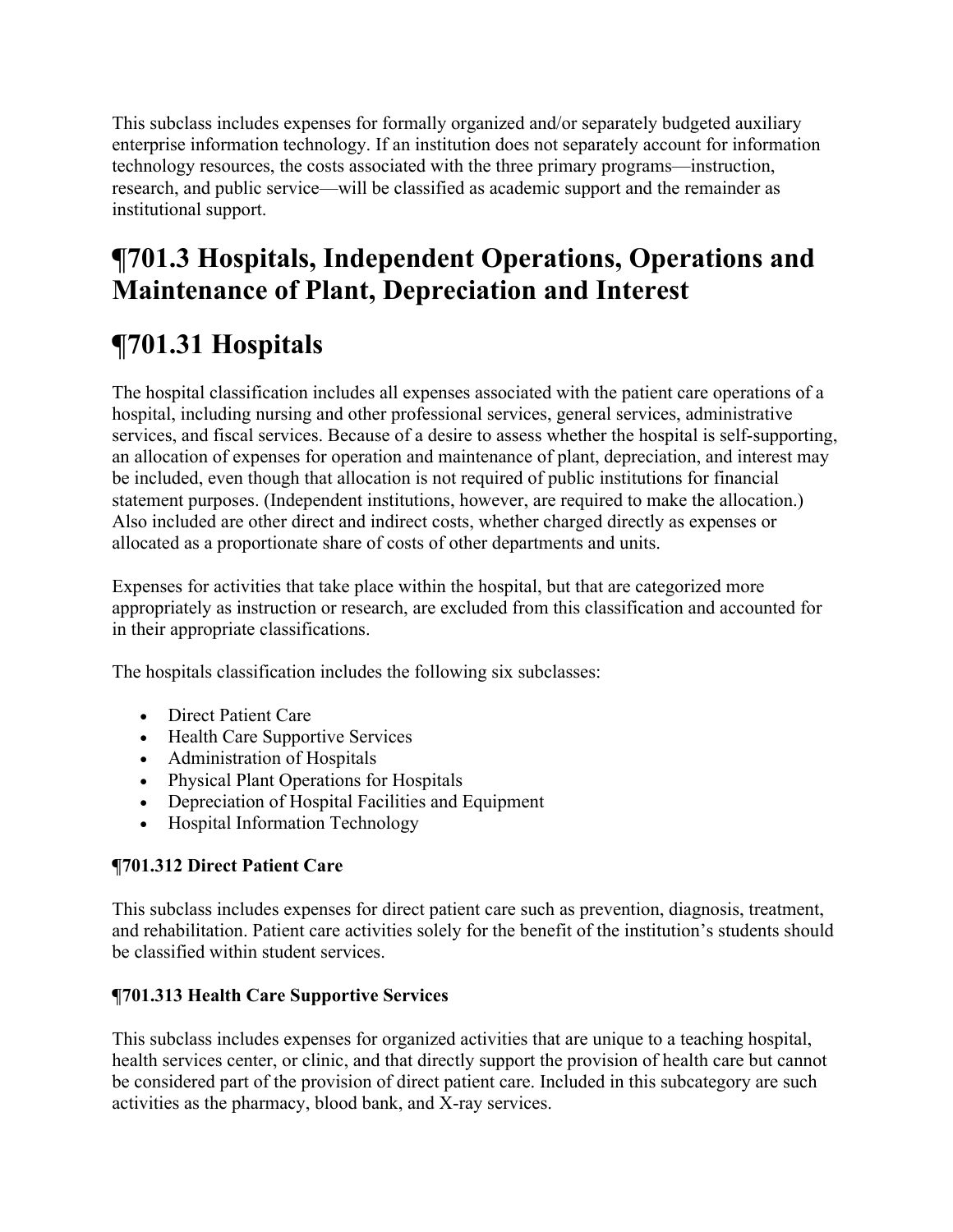This subclass includes expenses for formally organized and/or separately budgeted auxiliary enterprise information technology. If an institution does not separately account for information technology resources, the costs associated with the three primary programs—instruction, research, and public service—will be classified as academic support and the remainder as institutional support.

# ¶701.3 Hospitals, Independent Operations, Operations and Maintenance of Plant, Depreciation and Interest

# ¶701.31 Hospitals

The hospital classification includes all expenses associated with the patient care operations of a hospital, including nursing and other professional services, general services, administrative services, and fiscal services. Because of a desire to assess whether the hospital is self-supporting, an allocation of expenses for operation and maintenance of plant, depreciation, and interest may be included, even though that allocation is not required of public institutions for financial statement purposes. (Independent institutions, however, are required to make the allocation.) Also included are other direct and indirect costs, whether charged directly as expenses or allocated as a proportionate share of costs of other departments and units.

Expenses for activities that take place within the hospital, but that are categorized more appropriately as instruction or research, are excluded from this classification and accounted for in their appropriate classifications.

The hospitals classification includes the following six subclasses:

- Direct Patient Care
- Health Care Supportive Services
- Administration of Hospitals
- Physical Plant Operations for Hospitals
- Depreciation of Hospital Facilities and Equipment
- Hospital Information Technology

### ¶701.312 Direct Patient Care

This subclass includes expenses for direct patient care such as prevention, diagnosis, treatment, and rehabilitation. Patient care activities solely for the benefit of the institution's students should be classified within student services.

### ¶701.313 Health Care Supportive Services

This subclass includes expenses for organized activities that are unique to a teaching hospital, health services center, or clinic, and that directly support the provision of health care but cannot be considered part of the provision of direct patient care. Included in this subcategory are such activities as the pharmacy, blood bank, and X-ray services.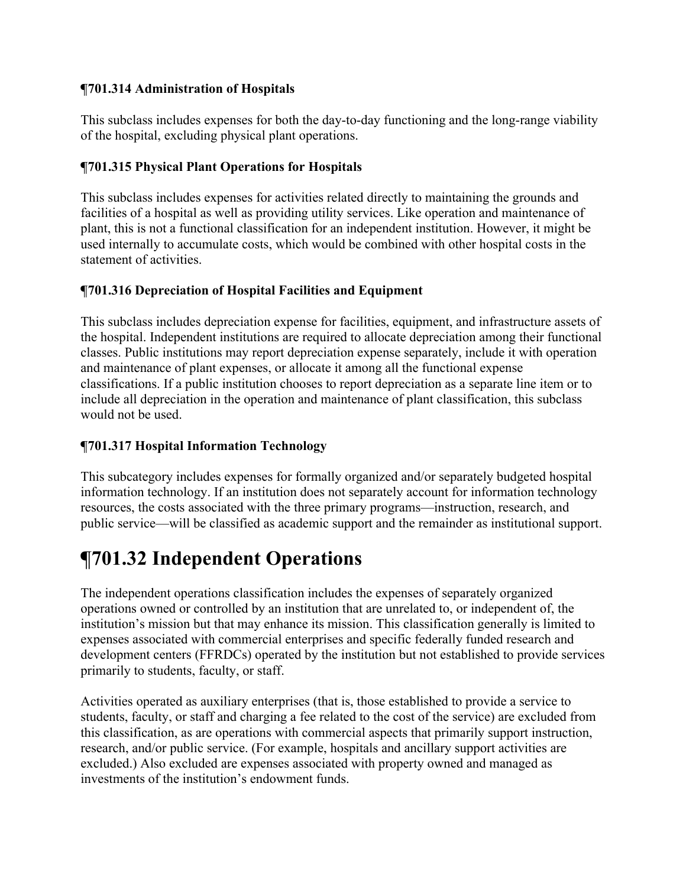### ¶701.314 Administration of Hospitals

This subclass includes expenses for both the day-to-day functioning and the long-range viability of the hospital, excluding physical plant operations.

### ¶701.315 Physical Plant Operations for Hospitals

This subclass includes expenses for activities related directly to maintaining the grounds and facilities of a hospital as well as providing utility services. Like operation and maintenance of plant, this is not a functional classification for an independent institution. However, it might be used internally to accumulate costs, which would be combined with other hospital costs in the statement of activities.

### ¶701.316 Depreciation of Hospital Facilities and Equipment

This subclass includes depreciation expense for facilities, equipment, and infrastructure assets of the hospital. Independent institutions are required to allocate depreciation among their functional classes. Public institutions may report depreciation expense separately, include it with operation and maintenance of plant expenses, or allocate it among all the functional expense classifications. If a public institution chooses to report depreciation as a separate line item or to include all depreciation in the operation and maintenance of plant classification, this subclass would not be used.

### ¶701.317 Hospital Information Technology

This subcategory includes expenses for formally organized and/or separately budgeted hospital information technology. If an institution does not separately account for information technology resources, the costs associated with the three primary programs—instruction, research, and public service—will be classified as academic support and the remainder as institutional support.

## ¶701.32 Independent Operations

The independent operations classification includes the expenses of separately organized operations owned or controlled by an institution that are unrelated to, or independent of, the institution's mission but that may enhance its mission. This classification generally is limited to expenses associated with commercial enterprises and specific federally funded research and development centers (FFRDCs) operated by the institution but not established to provide services primarily to students, faculty, or staff.

Activities operated as auxiliary enterprises (that is, those established to provide a service to students, faculty, or staff and charging a fee related to the cost of the service) are excluded from this classification, as are operations with commercial aspects that primarily support instruction, research, and/or public service. (For example, hospitals and ancillary support activities are excluded.) Also excluded are expenses associated with property owned and managed as investments of the institution's endowment funds.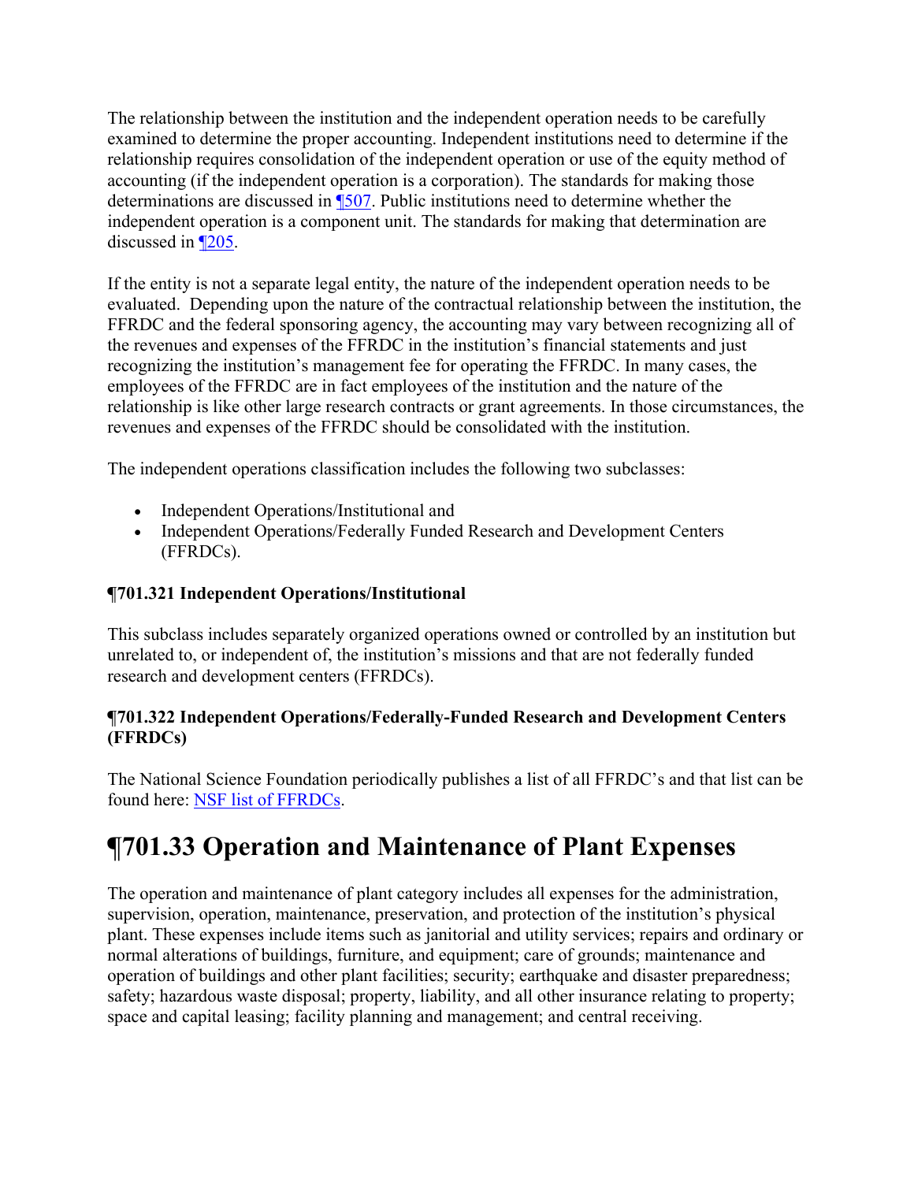The relationship between the institution and the independent operation needs to be carefully examined to determine the proper accounting. Independent institutions need to determine if the relationship requires consolidation of the independent operation or use of the equity method of accounting (if the independent operation is a corporation). The standards for making those determinations are discussed in ¶507. Public institutions need to determine whether the independent operation is a component unit. The standards for making that determination are discussed in ¶205.

If the entity is not a separate legal entity, the nature of the independent operation needs to be evaluated. Depending upon the nature of the contractual relationship between the institution, the FFRDC and the federal sponsoring agency, the accounting may vary between recognizing all of the revenues and expenses of the FFRDC in the institution's financial statements and just recognizing the institution's management fee for operating the FFRDC. In many cases, the employees of the FFRDC are in fact employees of the institution and the nature of the relationship is like other large research contracts or grant agreements. In those circumstances, the revenues and expenses of the FFRDC should be consolidated with the institution.

The independent operations classification includes the following two subclasses:

- Independent Operations/Institutional and
- Independent Operations/Federally Funded Research and Development Centers (FFRDCs).

### ¶701.321 Independent Operations/Institutional

This subclass includes separately organized operations owned or controlled by an institution but unrelated to, or independent of, the institution's missions and that are not federally funded research and development centers (FFRDCs).

### ¶701.322 Independent Operations/Federally-Funded Research and Development Centers (FFRDCs)

The National Science Foundation periodically publishes a list of all FFRDC's and that list can be found here: NSF list of FFRDCs.

# ¶701.33 Operation and Maintenance of Plant Expenses

The operation and maintenance of plant category includes all expenses for the administration, supervision, operation, maintenance, preservation, and protection of the institution's physical plant. These expenses include items such as janitorial and utility services; repairs and ordinary or normal alterations of buildings, furniture, and equipment; care of grounds; maintenance and operation of buildings and other plant facilities; security; earthquake and disaster preparedness; safety; hazardous waste disposal; property, liability, and all other insurance relating to property; space and capital leasing; facility planning and management; and central receiving.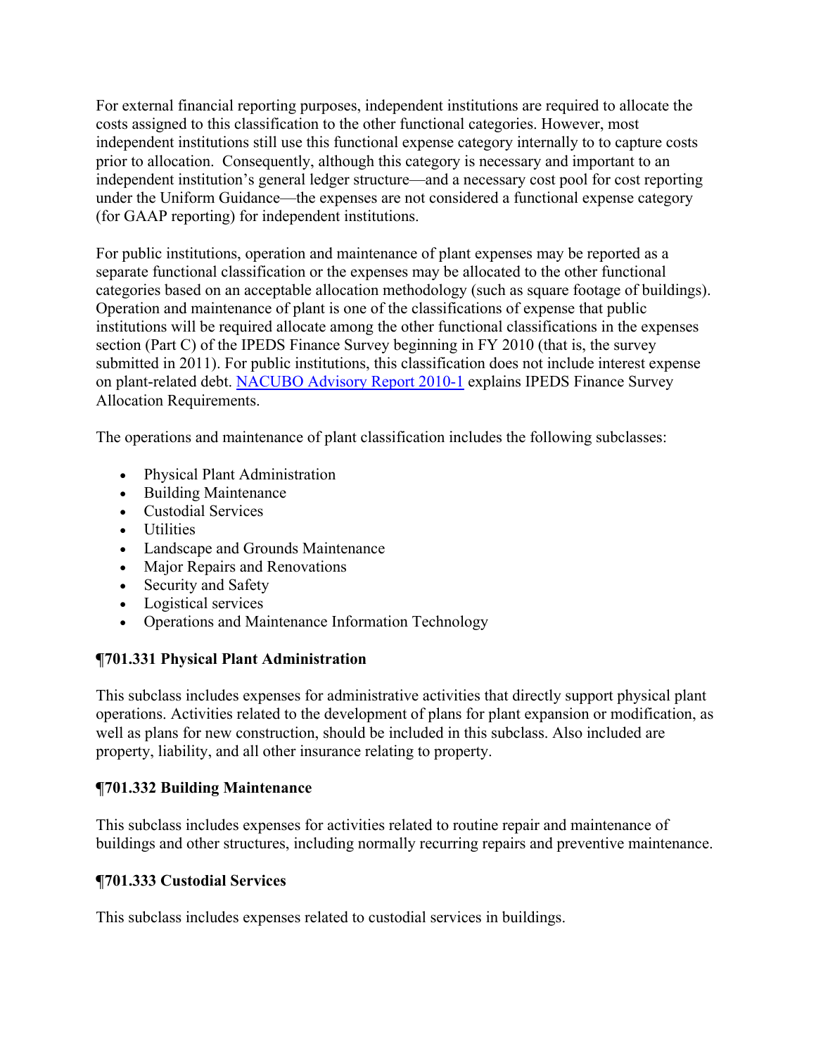For external financial reporting purposes, independent institutions are required to allocate the costs assigned to this classification to the other functional categories. However, most independent institutions still use this functional expense category internally to to capture costs prior to allocation. Consequently, although this category is necessary and important to an independent institution's general ledger structure—and a necessary cost pool for cost reporting under the Uniform Guidance—the expenses are not considered a functional expense category (for GAAP reporting) for independent institutions.

For public institutions, operation and maintenance of plant expenses may be reported as a separate functional classification or the expenses may be allocated to the other functional categories based on an acceptable allocation methodology (such as square footage of buildings). Operation and maintenance of plant is one of the classifications of expense that public institutions will be required allocate among the other functional classifications in the expenses section (Part C) of the IPEDS Finance Survey beginning in FY 2010 (that is, the survey submitted in 2011). For public institutions, this classification does not include interest expense on plant-related debt. NACUBO Advisory Report 2010-1 explains IPEDS Finance Survey Allocation Requirements.

The operations and maintenance of plant classification includes the following subclasses:

- Physical Plant Administration
- Building Maintenance
- Custodial Services
- Utilities
- Landscape and Grounds Maintenance
- Major Repairs and Renovations
- Security and Safety
- Logistical services
- Operations and Maintenance Information Technology

### ¶701.331 Physical Plant Administration

This subclass includes expenses for administrative activities that directly support physical plant operations. Activities related to the development of plans for plant expansion or modification, as well as plans for new construction, should be included in this subclass. Also included are property, liability, and all other insurance relating to property.

### ¶701.332 Building Maintenance

This subclass includes expenses for activities related to routine repair and maintenance of buildings and other structures, including normally recurring repairs and preventive maintenance.

### ¶701.333 Custodial Services

This subclass includes expenses related to custodial services in buildings.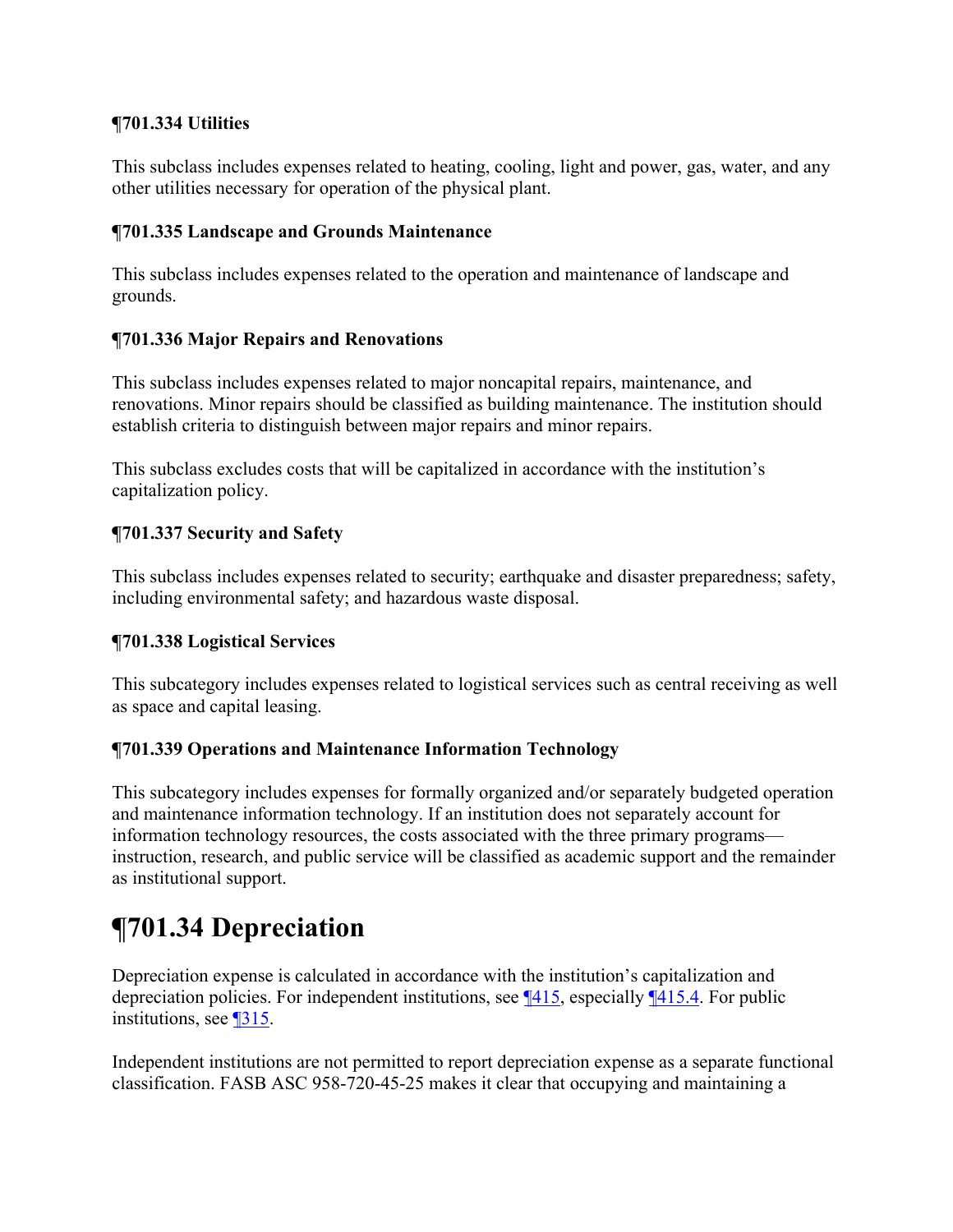### ¶701.334 Utilities

This subclass includes expenses related to heating, cooling, light and power, gas, water, and any other utilities necessary for operation of the physical plant.

### ¶701.335 Landscape and Grounds Maintenance

This subclass includes expenses related to the operation and maintenance of landscape and grounds.

### ¶701.336 Major Repairs and Renovations

This subclass includes expenses related to major noncapital repairs, maintenance, and renovations. Minor repairs should be classified as building maintenance. The institution should establish criteria to distinguish between major repairs and minor repairs.

This subclass excludes costs that will be capitalized in accordance with the institution's capitalization policy.

### ¶701.337 Security and Safety

This subclass includes expenses related to security; earthquake and disaster preparedness; safety, including environmental safety; and hazardous waste disposal.

### ¶701.338 Logistical Services

This subcategory includes expenses related to logistical services such as central receiving as well as space and capital leasing.

### ¶701.339 Operations and Maintenance Information Technology

This subcategory includes expenses for formally organized and/or separately budgeted operation and maintenance information technology. If an institution does not separately account for information technology resources, the costs associated with the three primary programs—instruction, research, and public service will be classified as academic support and the remainder as institutional support.

# ¶701.34 Depreciation

Depreciation expense is calculated in accordance with the institution's capitalization and depreciation policies. For independent institutions, see ¶415, especially ¶415.4. For public institutions, see ¶315.

Independent institutions are not permitted to report depreciation expense as a separate functional classification. FASB ASC 958-720-45-25 makes it clear that occupying and maintaining a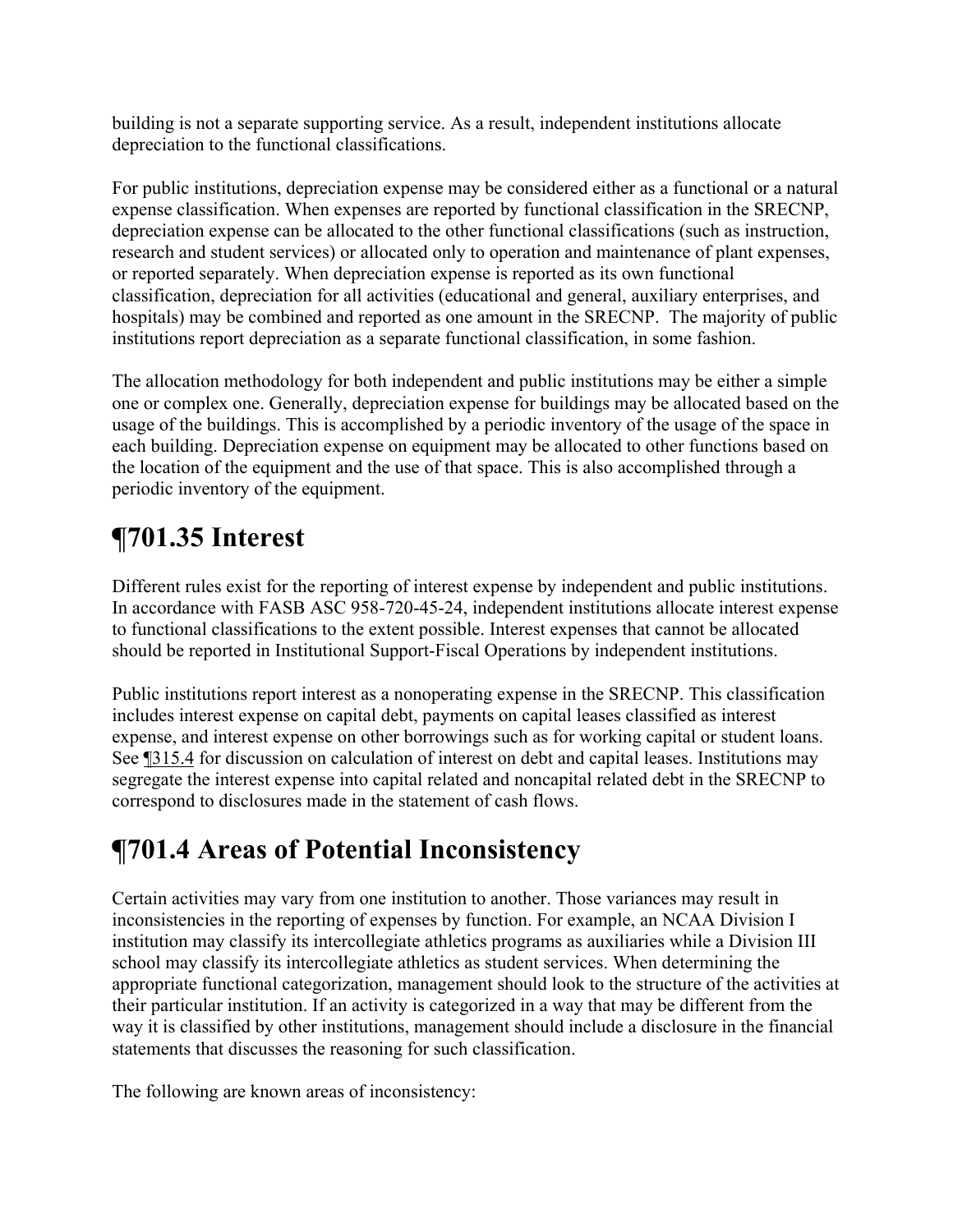building is not a separate supporting service. As a result, independent institutions allocate depreciation to the functional classifications.

For public institutions, depreciation expense may be considered either as a functional or a natural expense classification. When expenses are reported by functional classification in the SRECNP, depreciation expense can be allocated to the other functional classifications (such as instruction, research and student services) or allocated only to operation and maintenance of plant expenses, or reported separately. When depreciation expense is reported as its own functional classification, depreciation for all activities (educational and general, auxiliary enterprises, and hospitals) may be combined and reported as one amount in the SRECNP. The majority of public institutions report depreciation as a separate functional classification, in some fashion.

The allocation methodology for both independent and public institutions may be either a simple one or complex one. Generally, depreciation expense for buildings may be allocated based on the usage of the buildings. This is accomplished by a periodic inventory of the usage of the space in each building. Depreciation expense on equipment may be allocated to other functions based on the location of the equipment and the use of that space. This is also accomplished through a periodic inventory of the equipment.

# ¶701.35 Interest

Different rules exist for the reporting of interest expense by independent and public institutions. In accordance with FASB ASC 958-720-45-24, independent institutions allocate interest expense to functional classifications to the extent possible. Interest expenses that cannot be allocated should be reported in Institutional Support-Fiscal Operations by independent institutions.

Public institutions report interest as a nonoperating expense in the SRECNP. This classification includes interest expense on capital debt, payments on capital leases classified as interest expense, and interest expense on other borrowings such as for working capital or student loans. See ¶315.4 for discussion on calculation of interest on debt and capital leases. Institutions may segregate the interest expense into capital related and noncapital related debt in the SRECNP to correspond to disclosures made in the statement of cash flows.

# ¶701.4 Areas of Potential Inconsistency

Certain activities may vary from one institution to another. Those variances may result in inconsistencies in the reporting of expenses by function. For example, an NCAA Division I institution may classify its intercollegiate athletics programs as auxiliaries while a Division III school may classify its intercollegiate athletics as student services. When determining the appropriate functional categorization, management should look to the structure of the activities at their particular institution. If an activity is categorized in a way that may be different from the way it is classified by other institutions, management should include a disclosure in the financial statements that discusses the reasoning for such classification.

The following are known areas of inconsistency: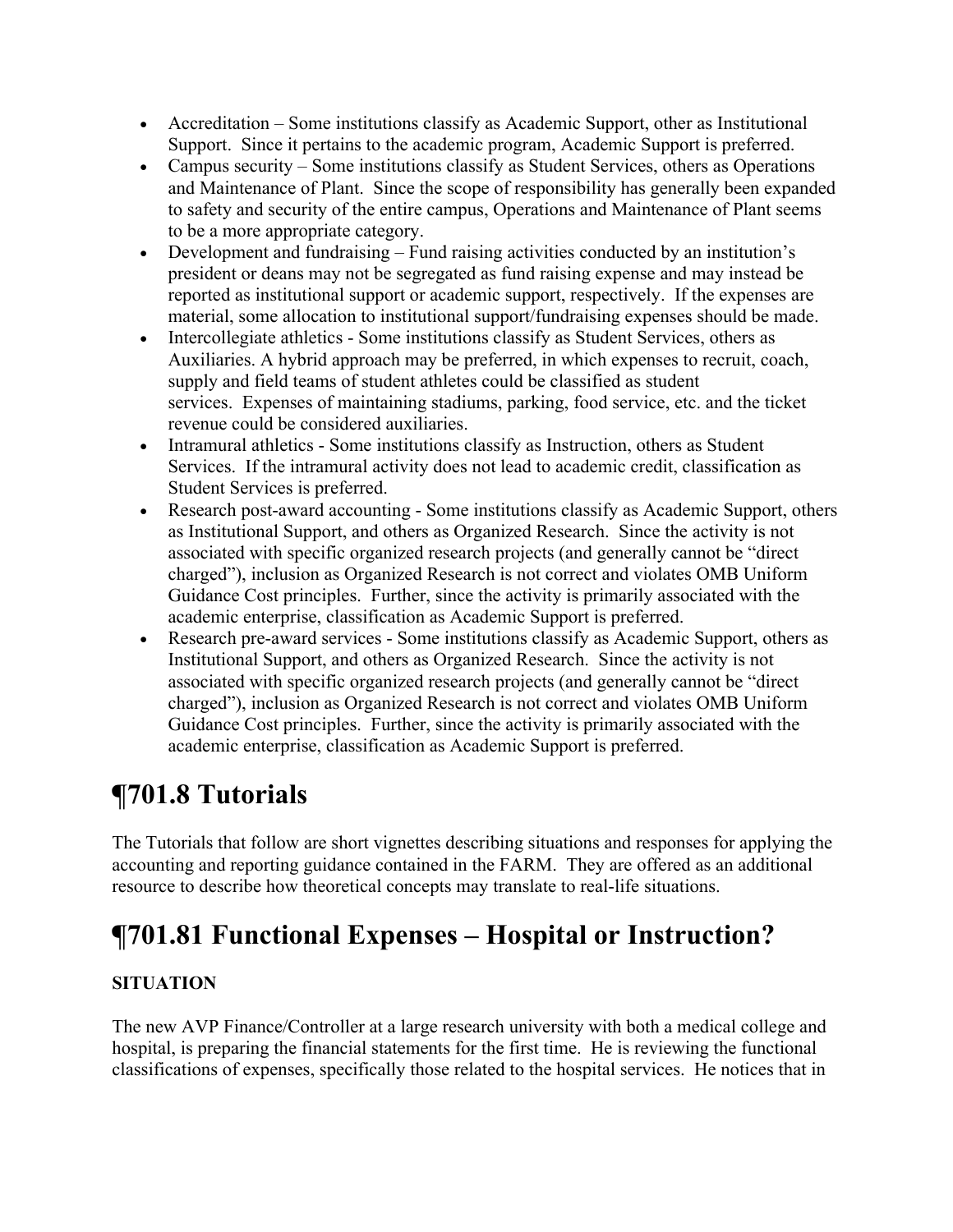- Accreditation – Some institutions classify as Academic Support, other as Institutional Support. Since it pertains to the academic program, Academic Support is preferred.
- Campus security – Some institutions classify as Student Services, others as Operations and Maintenance of Plant. Since the scope of responsibility has generally been expanded to safety and security of the entire campus, Operations and Maintenance of Plant seems to be a more appropriate category.
- Development and fundraising – Fund raising activities conducted by an institution's president or deans may not be segregated as fund raising expense and may instead be reported as institutional support or academic support, respectively. If the expenses are material, some allocation to institutional support/fundraising expenses should be made.
- Intercollegiate athletics - Some institutions classify as Student Services, others as Auxiliaries. A hybrid approach may be preferred, in which expenses to recruit, coach, supply and field teams of student athletes could be classified as student services. Expenses of maintaining stadiums, parking, food service, etc. and the ticket revenue could be considered auxiliaries.
- Intramural athletics - Some institutions classify as Instruction, others as Student Services. If the intramural activity does not lead to academic credit, classification as Student Services is preferred.
- Research post-award accounting - Some institutions classify as Academic Support, others as Institutional Support, and others as Organized Research. Since the activity is not associated with specific organized research projects (and generally cannot be "direct charged"), inclusion as Organized Research is not correct and violates OMB Uniform Guidance Cost principles. Further, since the activity is primarily associated with the academic enterprise, classification as Academic Support is preferred.
- Research pre-award services - Some institutions classify as Academic Support, others as Institutional Support, and others as Organized Research. Since the activity is not associated with specific organized research projects (and generally cannot be "direct charged"), inclusion as Organized Research is not correct and violates OMB Uniform Guidance Cost principles. Further, since the activity is primarily associated with the academic enterprise, classification as Academic Support is preferred.

# ¶701.8 Tutorials

The Tutorials that follow are short vignettes describing situations and responses for applying the accounting and reporting guidance contained in the FARM. They are offered as an additional resource to describe how theoretical concepts may translate to real-life situations.

# ¶701.81 Functional Expenses – Hospital or Instruction?

**SITUATION**

The new AVP Finance/Controller at a large research university with both a medical college and hospital, is preparing the financial statements for the first time. He is reviewing the functional classifications of expenses, specifically those related to the hospital services. He notices that in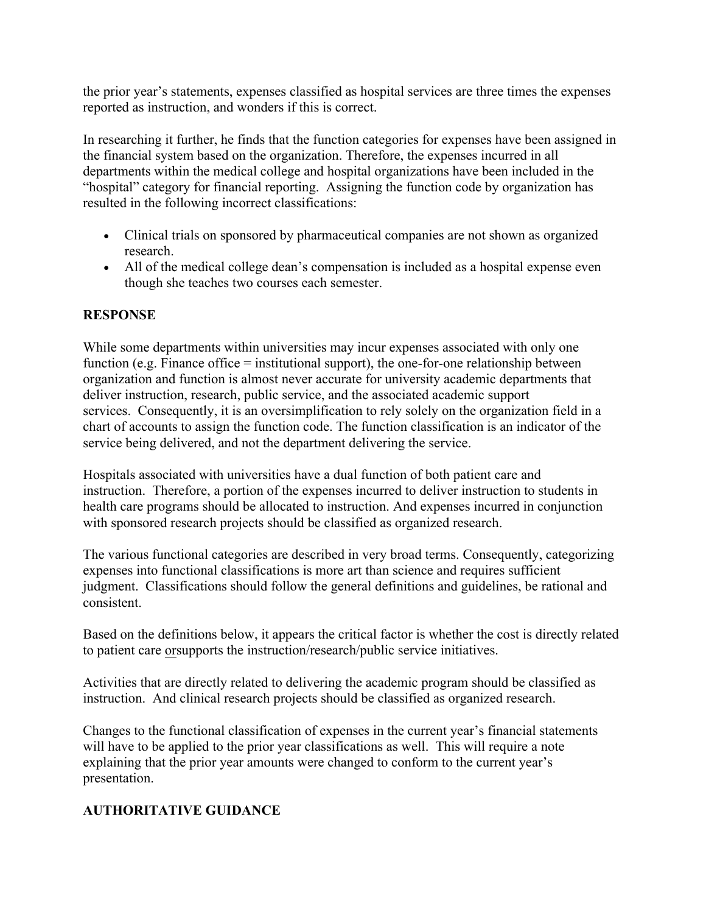the prior year's statements, expenses classified as hospital services are three times the expenses reported as instruction, and wonders if this is correct.

In researching it further, he finds that the function categories for expenses have been assigned in the financial system based on the organization. Therefore, the expenses incurred in all departments within the medical college and hospital organizations have been included in the "hospital" category for financial reporting. Assigning the function code by organization has resulted in the following incorrect classifications:

- Clinical trials on sponsored by pharmaceutical companies are not shown as organized research.
- All of the medical college dean's compensation is included as a hospital expense even though she teaches two courses each semester.

## RESPONSE

While some departments within universities may incur expenses associated with only one function (e.g. Finance office = institutional support), the one-for-one relationship between organization and function is almost never accurate for university academic departments that deliver instruction, research, public service, and the associated academic support services. Consequently, it is an oversimplification to rely solely on the organization field in a chart of accounts to assign the function code. The function classification is an indicator of the service being delivered, and not the department delivering the service.

Hospitals associated with universities have a dual function of both patient care and instruction. Therefore, a portion of the expenses incurred to deliver instruction to students in health care programs should be allocated to instruction. And expenses incurred in conjunction with sponsored research projects should be classified as organized research.

The various functional categories are described in very broad terms. Consequently, categorizing expenses into functional classifications is more art than science and requires sufficient judgment. Classifications should follow the general definitions and guidelines, be rational and consistent.

Based on the definitions below, it appears the critical factor is whether the cost is directly related to patient care orsupports the instruction/research/public service initiatives.

Activities that are directly related to delivering the academic program should be classified as instruction. And clinical research projects should be classified as organized research.

Changes to the functional classification of expenses in the current year's financial statements will have to be applied to the prior year classifications as well. This will require a note explaining that the prior year amounts were changed to conform to the current year's presentation.

## AUTHORITATIVE GUIDANCE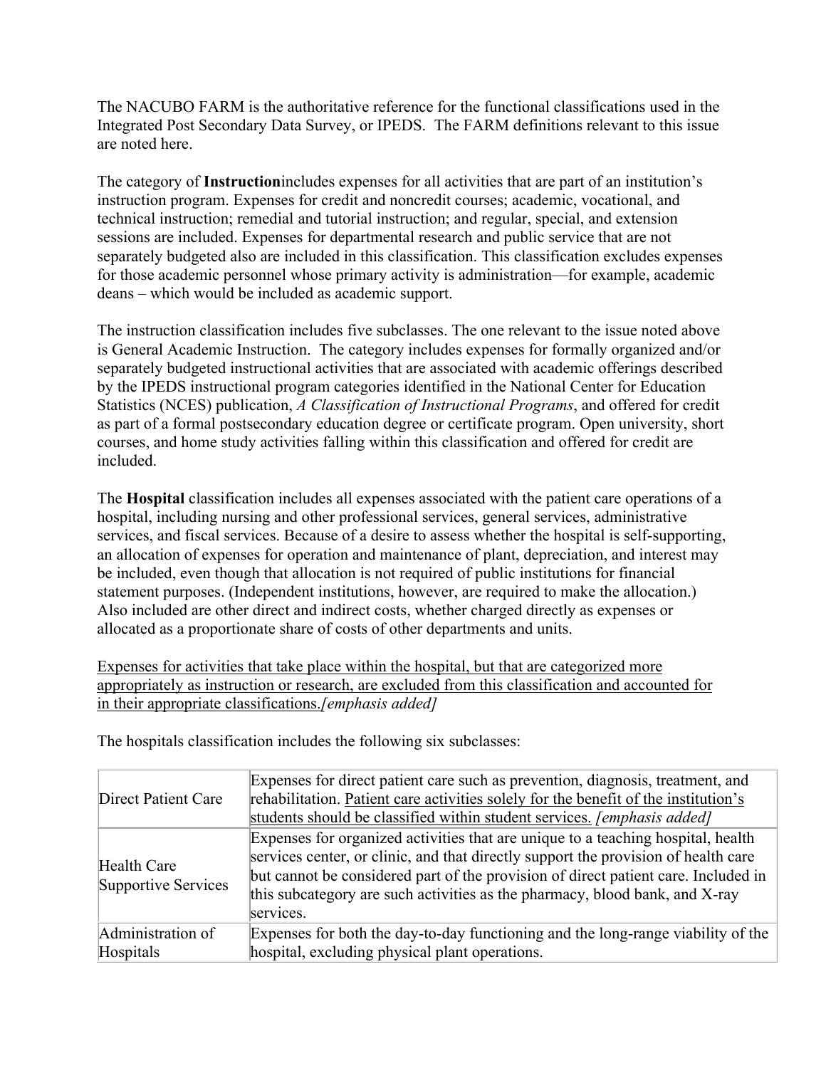The NACUBO FARM is the authoritative reference for the functional classifications used in the Integrated Post Secondary Data Survey, or IPEDS. The FARM definitions relevant to this issue are noted here.

The category of **Instruction**includes expenses for all activities that are part of an institution's instruction program. Expenses for credit and noncredit courses; academic, vocational, and technical instruction; remedial and tutorial instruction; and regular, special, and extension sessions are included. Expenses for departmental research and public service that are not separately budgeted also are included in this classification. This classification excludes expenses for those academic personnel whose primary activity is administration—for example, academic deans – which would be included as academic support.

The instruction classification includes five subclasses. The one relevant to the issue noted above is General Academic Instruction. The category includes expenses for formally organized and/or separately budgeted instructional activities that are associated with academic offerings described by the IPEDS instructional program categories identified in the National Center for Education Statistics (NCES) publication, *A Classification of Instructional Programs*, and offered for credit as part of a formal postsecondary education degree or certificate program. Open university, short courses, and home study activities falling within this classification and offered for credit are included.

The **Hospital** classification includes all expenses associated with the patient care operations of a hospital, including nursing and other professional services, general services, administrative services, and fiscal services. Because of a desire to assess whether the hospital is self-supporting, an allocation of expenses for operation and maintenance of plant, depreciation, and interest may be included, even though that allocation is not required of public institutions for financial statement purposes. (Independent institutions, however, are required to make the allocation.) Also included are other direct and indirect costs, whether charged directly as expenses or allocated as a proportionate share of costs of other departments and units.

<u>Expenses for activities that take place within the hospital, but that are categorized more appropriately as instruction or research, are excluded from this classification and accounted for in their appropriate classifications.</u>*[emphasis added]*

The hospitals classification includes the following six subclasses:

| | |
|---|---|
| Direct Patient Care | Expenses for direct patient care such as prevention, diagnosis, treatment, and rehabilitation. <u>Patient care activities solely for the benefit of the institution's students should be classified within student services.</u> *[emphasis added]* |
| Health Care Supportive Services | Expenses for organized activities that are unique to a teaching hospital, health services center, or clinic, and that directly support the provision of health care but cannot be considered part of the provision of direct patient care. Included in this subcategory are such activities as the pharmacy, blood bank, and X-ray services. |
| Administration of Hospitals | Expenses for both the day-to-day functioning and the long-range viability of the hospital, excluding physical plant operations. |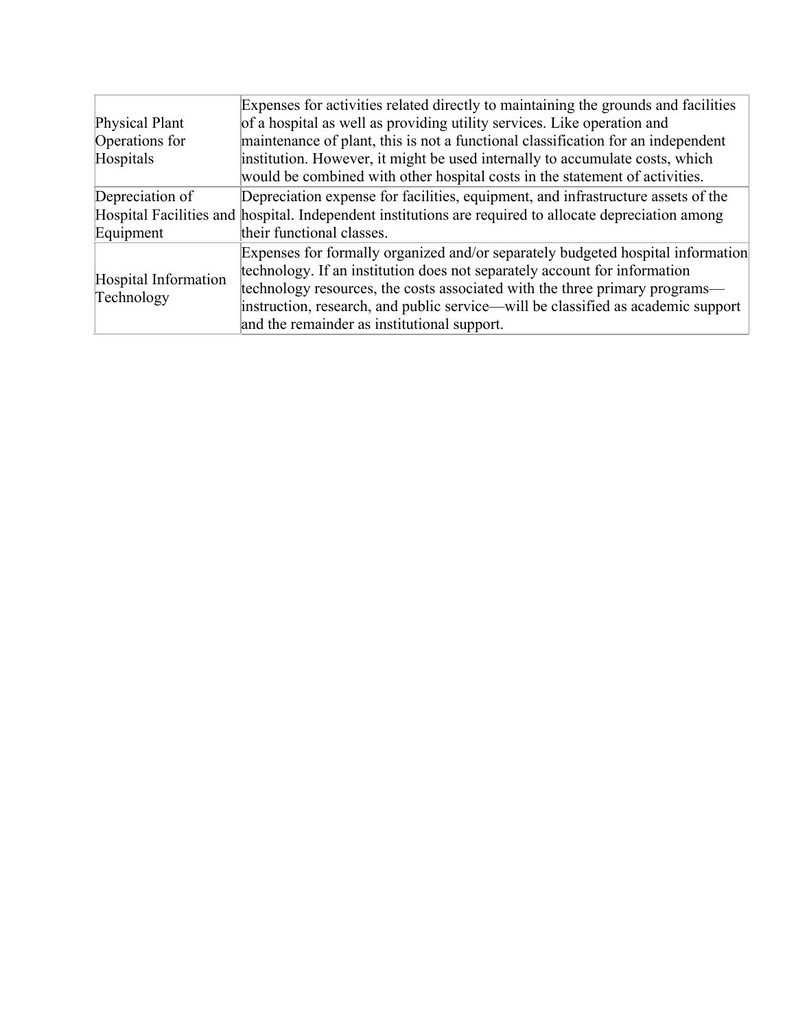| | |
|---|---|
| Physical Plant Operations for Hospitals | Expenses for activities related directly to maintaining the grounds and facilities of a hospital as well as providing utility services. Like operation and maintenance of plant, this is not a functional classification for an independent institution. However, it might be used internally to accumulate costs, which would be combined with other hospital costs in the statement of activities. |
| Depreciation of Hospital Facilities and Equipment | Depreciation expense for facilities, equipment, and infrastructure assets of the hospital. Independent institutions are required to allocate depreciation among their functional classes. |
| Hospital Information Technology | Expenses for formally organized and/or separately budgeted hospital information technology. If an institution does not separately account for information technology resources, the costs associated with the three primary programs—instruction, research, and public service—will be classified as academic support and the remainder as institutional support. |